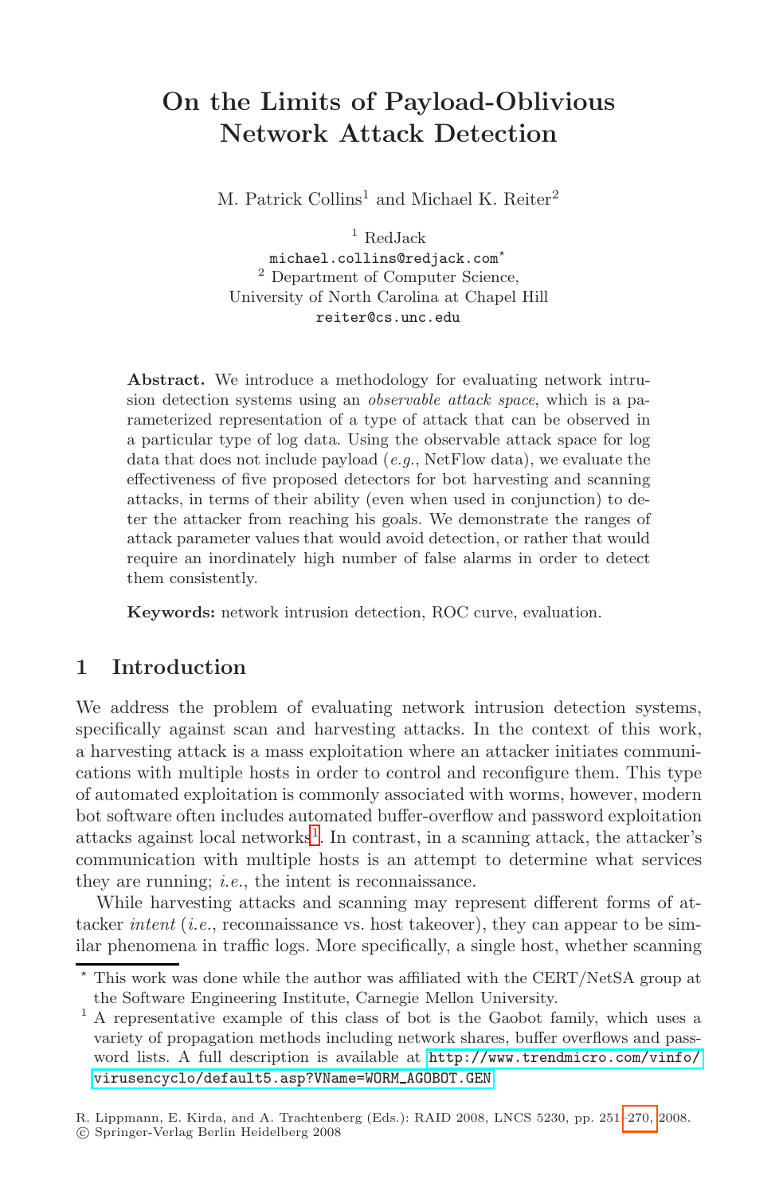# On the Limits of Payload-Oblivious Network Attack Detection

M. Patrick Collins[1] and Michael K. Reiter[2]

[1] RedJack
michael.collins@redjack.com*
[2] Department of Computer Science, University of North Carolina at Chapel Hill
reiter@cs.unc.edu

**Abstract.** We introduce a methodology for evaluating network intrusion detection systems using an *observable attack space*, which is a parameterized representation of a type of attack that can be observed in a particular type of log data. Using the observable attack space for log data that does not include payload (*e.g.*, NetFlow data), we evaluate the effectiveness of five proposed detectors for bot harvesting and scanning attacks, in terms of their ability (even when used in conjunction) to deter the attacker from reaching his goals. We demonstrate the ranges of attack parameter values that would avoid detection, or rather that would require an inordinately high number of false alarms in order to detect them consistently.

**Keywords:** network intrusion detection, ROC curve, evaluation.

## 1 Introduction

We address the problem of evaluating network intrusion detection systems, specifically against scan and harvesting attacks. In the context of this work, a harvesting attack is a mass exploitation where an attacker initiates communications with multiple hosts in order to control and reconfigure them. This type of automated exploitation is commonly associated with worms, however, modern bot software often includes automated buffer-overflow and password exploitation attacks against local networks[1]. In contrast, in a scanning attack, the attacker's communication with multiple hosts is an attempt to determine what services they are running; *i.e.*, the intent is reconnaissance.

While harvesting attacks and scanning may represent different forms of attacker *intent* (*i.e.*, reconnaissance vs. host takeover), they can appear to be similar phenomena in traffic logs. More specifically, a single host, whether scanning

---

* This work was done while the author was affiliated with the CERT/NetSA group at the Software Engineering Institute, Carnegie Mellon University.

[1] A representative example of this class of bot is the Gaobot family, which uses a variety of propagation methods including network shares, buffer overflows and password lists. A full description is available at http://www.trendmicro.com/vinfo/virusencyclo/default5.asp?VName=WORM_AGOBOT.GEN

R. Lippmann, E. Kirda, and A. Trachtenberg (Eds.): RAID 2008, LNCS 5230, pp. 251–270, 2008.
© Springer-Verlag Berlin Heidelberg 2008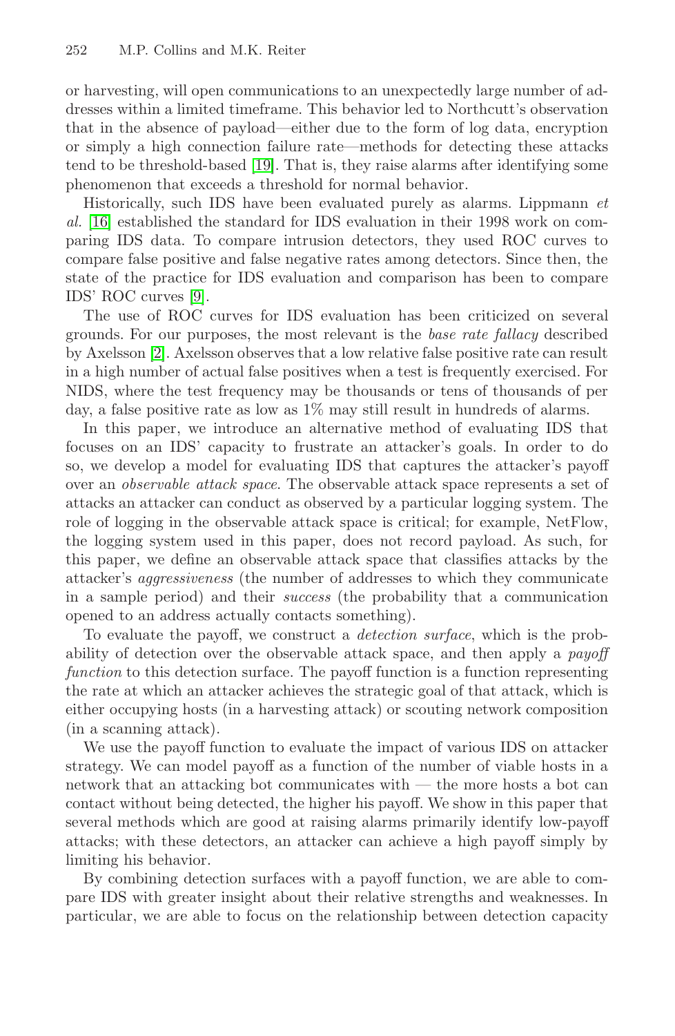or harvesting, will open communications to an unexpectedly large number of addresses within a limited timeframe. This behavior led to Northcutt's observation that in the absence of payload—either due to the form of log data, encryption or simply a high connection failure rate—methods for detecting these attacks tend to be threshold-based [19]. That is, they raise alarms after identifying some phenomenon that exceeds a threshold for normal behavior.

Historically, such IDS have been evaluated purely as alarms. Lippmann *et al.* [16] established the standard for IDS evaluation in their 1998 work on comparing IDS data. To compare intrusion detectors, they used ROC curves to compare false positive and false negative rates among detectors. Since then, the state of the practice for IDS evaluation and comparison has been to compare IDS' ROC curves [9].

The use of ROC curves for IDS evaluation has been criticized on several grounds. For our purposes, the most relevant is the *base rate fallacy* described by Axelsson [2]. Axelsson observes that a low relative false positive rate can result in a high number of actual false positives when a test is frequently exercised. For NIDS, where the test frequency may be thousands or tens of thousands of per day, a false positive rate as low as 1% may still result in hundreds of alarms.

In this paper, we introduce an alternative method of evaluating IDS that focuses on an IDS' capacity to frustrate an attacker's goals. In order to do so, we develop a model for evaluating IDS that captures the attacker's payoff over an *observable attack space*. The observable attack space represents a set of attacks an attacker can conduct as observed by a particular logging system. The role of logging in the observable attack space is critical; for example, NetFlow, the logging system used in this paper, does not record payload. As such, for this paper, we define an observable attack space that classifies attacks by the attacker's *aggressiveness* (the number of addresses to which they communicate in a sample period) and their *success* (the probability that a communication opened to an address actually contacts something).

To evaluate the payoff, we construct a *detection surface*, which is the probability of detection over the observable attack space, and then apply a *payoff function* to this detection surface. The payoff function is a function representing the rate at which an attacker achieves the strategic goal of that attack, which is either occupying hosts (in a harvesting attack) or scouting network composition (in a scanning attack).

We use the payoff function to evaluate the impact of various IDS on attacker strategy. We can model payoff as a function of the number of viable hosts in a network that an attacking bot communicates with — the more hosts a bot can contact without being detected, the higher his payoff. We show in this paper that several methods which are good at raising alarms primarily identify low-payoff attacks; with these detectors, an attacker can achieve a high payoff simply by limiting his behavior.

By combining detection surfaces with a payoff function, we are able to compare IDS with greater insight about their relative strengths and weaknesses. In particular, we are able to focus on the relationship between detection capacity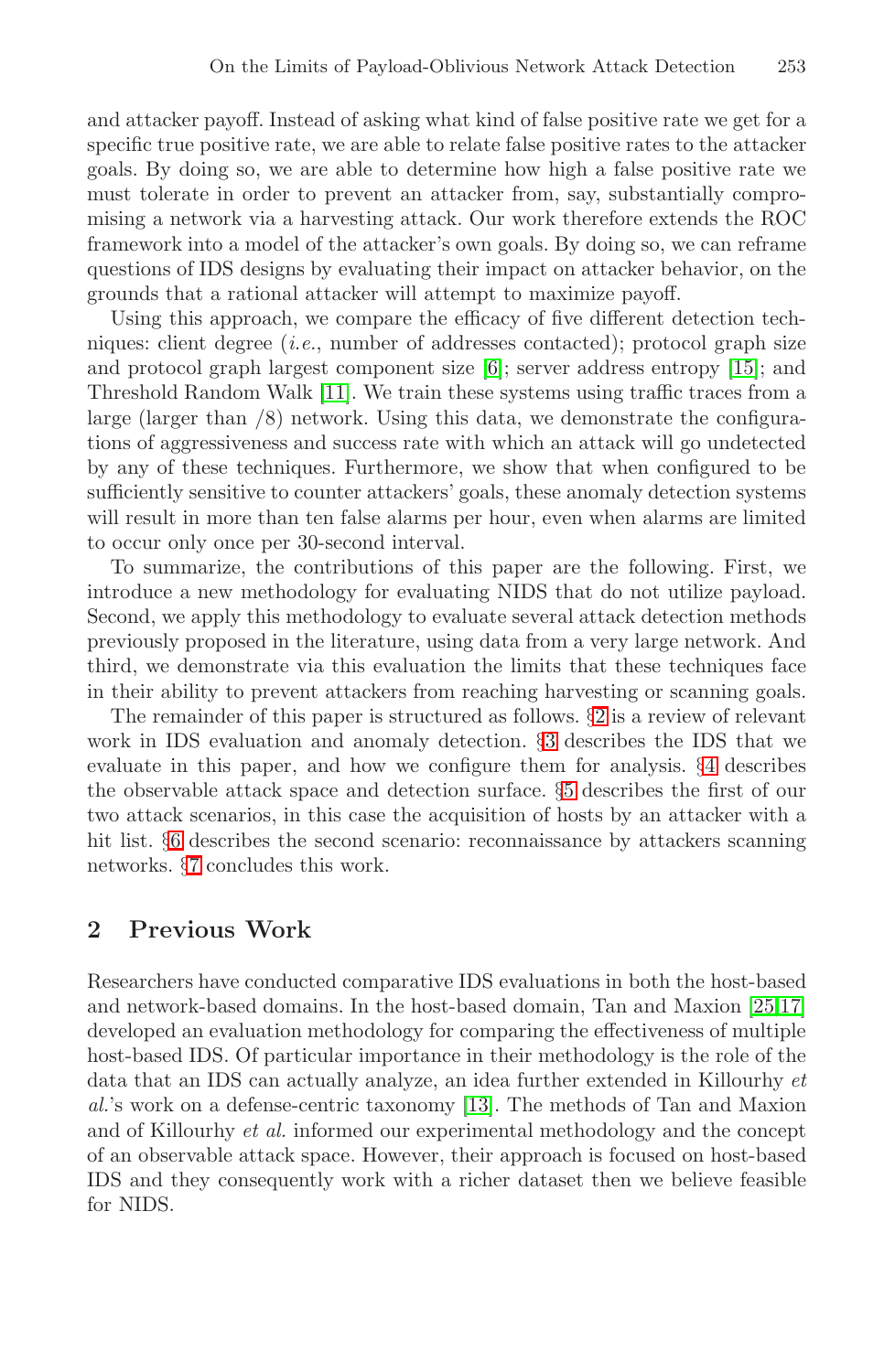and attacker payoff. Instead of asking what kind of false positive rate we get for a specific true positive rate, we are able to relate false positive rates to the attacker goals. By doing so, we are able to determine how high a false positive rate we must tolerate in order to prevent an attacker from, say, substantially compromising a network via a harvesting attack. Our work therefore extends the ROC framework into a model of the attacker's own goals. By doing so, we can reframe questions of IDS designs by evaluating their impact on attacker behavior, on the grounds that a rational attacker will attempt to maximize payoff.

Using this approach, we compare the efficacy of five different detection techniques: client degree (*i.e.*, number of addresses contacted); protocol graph size and protocol graph largest component size [6]; server address entropy [15]; and Threshold Random Walk [11]. We train these systems using traffic traces from a large (larger than /8) network. Using this data, we demonstrate the configurations of aggressiveness and success rate with which an attack will go undetected by any of these techniques. Furthermore, we show that when configured to be sufficiently sensitive to counter attackers' goals, these anomaly detection systems will result in more than ten false alarms per hour, even when alarms are limited to occur only once per 30-second interval.

To summarize, the contributions of this paper are the following. First, we introduce a new methodology for evaluating NIDS that do not utilize payload. Second, we apply this methodology to evaluate several attack detection methods previously proposed in the literature, using data from a very large network. And third, we demonstrate via this evaluation the limits that these techniques face in their ability to prevent attackers from reaching harvesting or scanning goals.

The remainder of this paper is structured as follows. §2 is a review of relevant work in IDS evaluation and anomaly detection. §3 describes the IDS that we evaluate in this paper, and how we configure them for analysis. §4 describes the observable attack space and detection surface. §5 describes the first of our two attack scenarios, in this case the acquisition of hosts by an attacker with a hit list. §6 describes the second scenario: reconnaissance by attackers scanning networks. §7 concludes this work.

## 2 Previous Work

Researchers have conducted comparative IDS evaluations in both the host-based and network-based domains. In the host-based domain, Tan and Maxion [25,17] developed an evaluation methodology for comparing the effectiveness of multiple host-based IDS. Of particular importance in their methodology is the role of the data that an IDS can actually analyze, an idea further extended in Killourhy *et al.*'s work on a defense-centric taxonomy [13]. The methods of Tan and Maxion and of Killourhy *et al.* informed our experimental methodology and the concept of an observable attack space. However, their approach is focused on host-based IDS and they consequently work with a richer dataset then we believe feasible for NIDS.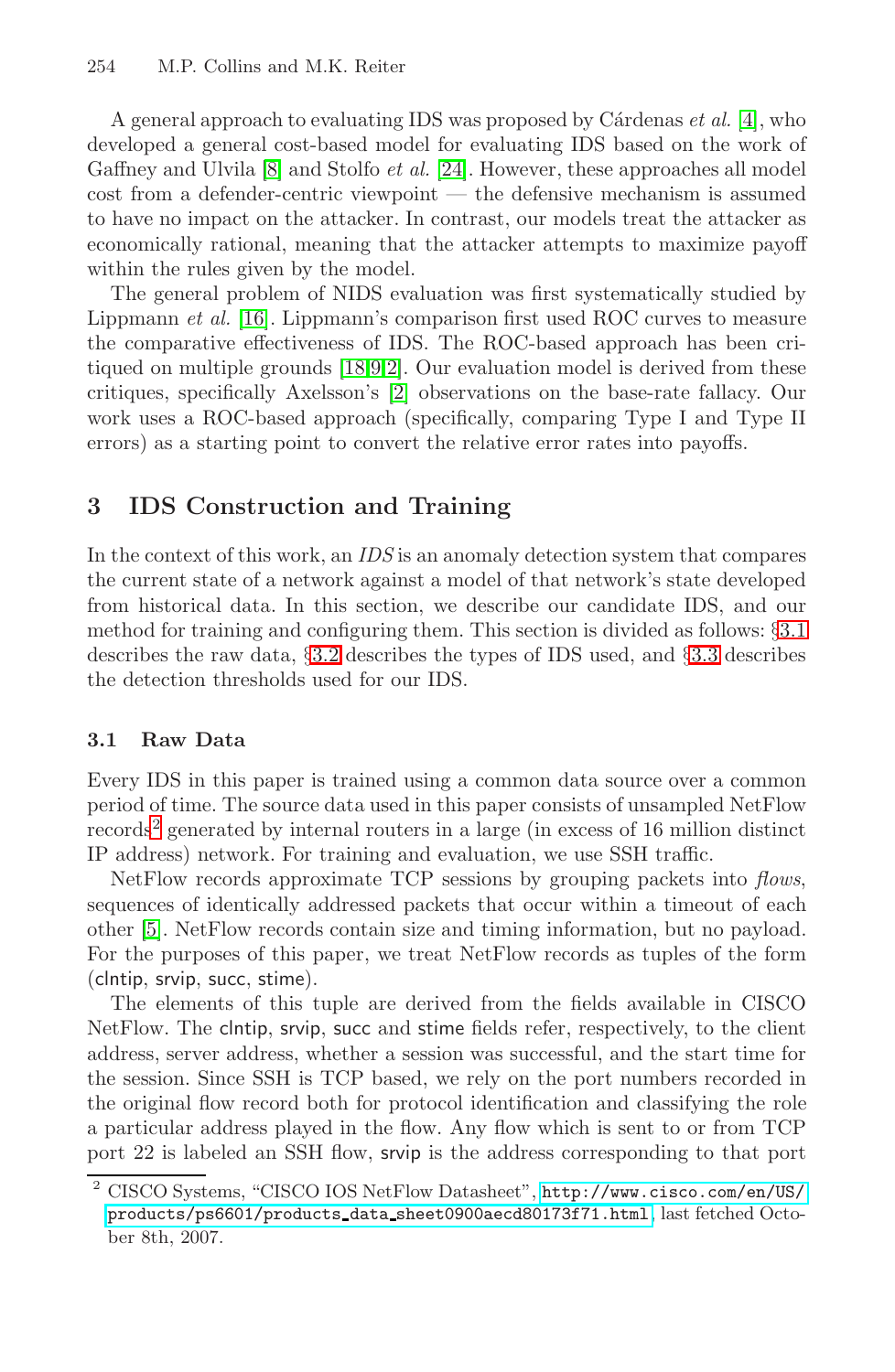A general approach to evaluating IDS was proposed by Cárdenas *et al.* [4], who developed a general cost-based model for evaluating IDS based on the work of Gaffney and Ulvila [8] and Stolfo *et al.* [24]. However, these approaches all model cost from a defender-centric viewpoint — the defensive mechanism is assumed to have no impact on the attacker. In contrast, our models treat the attacker as economically rational, meaning that the attacker attempts to maximize payoff within the rules given by the model.

The general problem of NIDS evaluation was first systematically studied by Lippmann *et al.* [16]. Lippmann's comparison first used ROC curves to measure the comparative effectiveness of IDS. The ROC-based approach has been critiqued on multiple grounds [18,9,2]. Our evaluation model is derived from these critiques, specifically Axelsson's [2] observations on the base-rate fallacy. Our work uses a ROC-based approach (specifically, comparing Type I and Type II errors) as a starting point to convert the relative error rates into payoffs.

## 3 IDS Construction and Training

In the context of this work, an *IDS* is an anomaly detection system that compares the current state of a network against a model of that network's state developed from historical data. In this section, we describe our candidate IDS, and our method for training and configuring them. This section is divided as follows: §3.1 describes the raw data, §3.2 describes the types of IDS used, and §3.3 describes the detection thresholds used for our IDS.

### 3.1 Raw Data

Every IDS in this paper is trained using a common data source over a common period of time. The source data used in this paper consists of unsampled NetFlow records[2] generated by internal routers in a large (in excess of 16 million distinct IP address) network. For training and evaluation, we use SSH traffic.

NetFlow records approximate TCP sessions by grouping packets into *flows*, sequences of identically addressed packets that occur within a timeout of each other [5]. NetFlow records contain size and timing information, but no payload. For the purposes of this paper, we treat NetFlow records as tuples of the form (clntip, srvip, succ, stime).

The elements of this tuple are derived from the fields available in CISCO NetFlow. The clntip, srvip, succ and stime fields refer, respectively, to the client address, server address, whether a session was successful, and the start time for the session. Since SSH is TCP based, we rely on the port numbers recorded in the original flow record both for protocol identification and classifying the role a particular address played in the flow. Any flow which is sent to or from TCP port 22 is labeled an SSH flow, srvip is the address corresponding to that port

[2] CISCO Systems, "CISCO IOS NetFlow Datasheet", http://www.cisco.com/en/US/products/ps6601/products_data_sheet0900aecd80173f71.html, last fetched October 8th, 2007.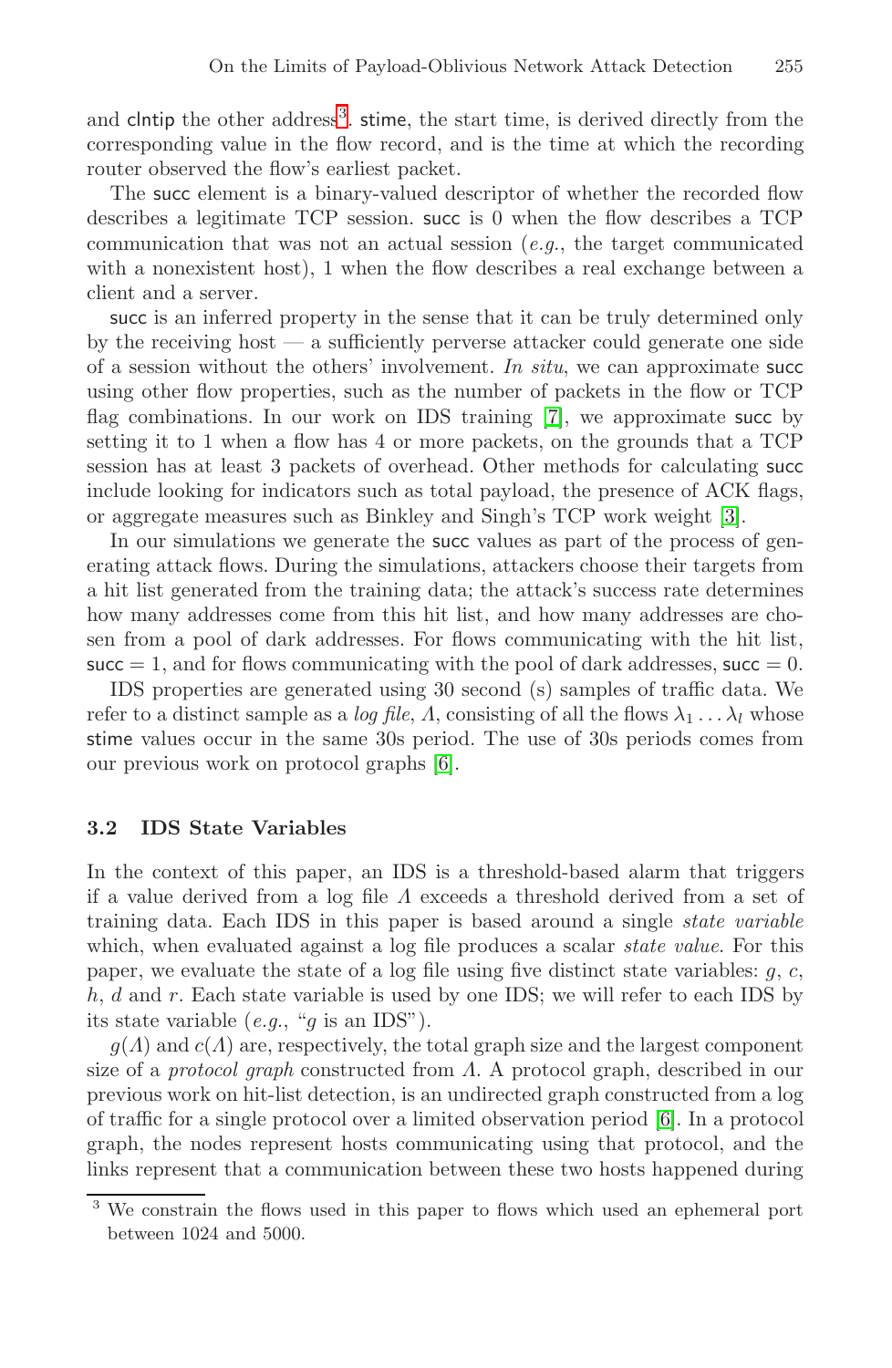and clntip the other address[3]. stime, the start time, is derived directly from the corresponding value in the flow record, and is the time at which the recording router observed the flow's earliest packet.

The succ element is a binary-valued descriptor of whether the recorded flow describes a legitimate TCP session. succ is 0 when the flow describes a TCP communication that was not an actual session (*e.g.*, the target communicated with a nonexistent host), 1 when the flow describes a real exchange between a client and a server.

succ is an inferred property in the sense that it can be truly determined only by the receiving host — a sufficiently perverse attacker could generate one side of a session without the others' involvement. *In situ*, we can approximate succ using other flow properties, such as the number of packets in the flow or TCP flag combinations. In our work on IDS training [7], we approximate succ by setting it to 1 when a flow has 4 or more packets, on the grounds that a TCP session has at least 3 packets of overhead. Other methods for calculating succ include looking for indicators such as total payload, the presence of ACK flags, or aggregate measures such as Binkley and Singh's TCP work weight [3].

In our simulations we generate the succ values as part of the process of generating attack flows. During the simulations, attackers choose their targets from a hit list generated from the training data; the attack's success rate determines how many addresses come from this hit list, and how many addresses are chosen from a pool of dark addresses. For flows communicating with the hit list, $\mathsf{succ} = 1$, and for flows communicating with the pool of dark addresses, $\mathsf{succ} = 0$.

IDS properties are generated using 30 second (s) samples of traffic data. We refer to a distinct sample as a *log file*, $\Lambda$, consisting of all the flows $\lambda_1 \ldots \lambda_l$ whose stime values occur in the same 30s period. The use of 30s periods comes from our previous work on protocol graphs [6].

### 3.2 IDS State Variables

In the context of this paper, an IDS is a threshold-based alarm that triggers if a value derived from a log file $\Lambda$ exceeds a threshold derived from a set of training data. Each IDS in this paper is based around a single *state variable* which, when evaluated against a log file produces a scalar *state value*. For this paper, we evaluate the state of a log file using five distinct state variables: $g$, $c$, $h$, $d$ and $r$. Each state variable is used by one IDS; we will refer to each IDS by its state variable (*e.g.*, "$g$ is an IDS").

$g(\Lambda)$ and $c(\Lambda)$ are, respectively, the total graph size and the largest component size of a *protocol graph* constructed from $\Lambda$. A protocol graph, described in our previous work on hit-list detection, is an undirected graph constructed from a log of traffic for a single protocol over a limited observation period [6]. In a protocol graph, the nodes represent hosts communicating using that protocol, and the links represent that a communication between these two hosts happened during

[3] We constrain the flows used in this paper to flows which used an ephemeral port between 1024 and 5000.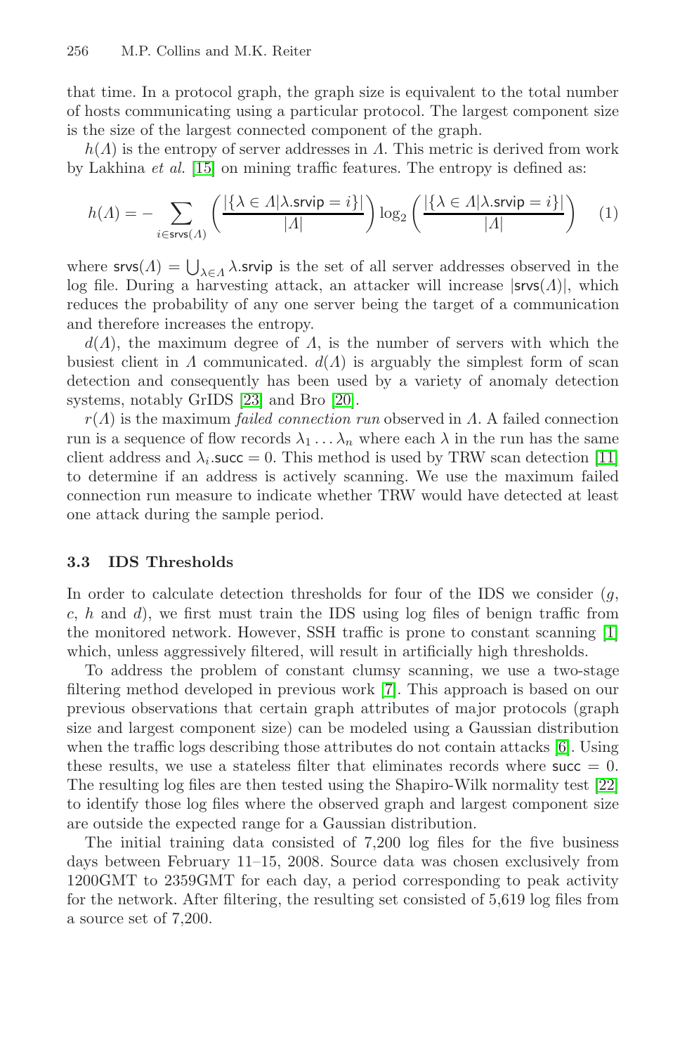that time. In a protocol graph, the graph size is equivalent to the total number of hosts communicating using a particular protocol. The largest component size is the size of the largest connected component of the graph.

$h(\Lambda)$ is the entropy of server addresses in $\Lambda$. This metric is derived from work by Lakhina *et al.* [15] on mining traffic features. The entropy is defined as:

$$h(\Lambda) = -\sum_{i \in \mathsf{srvs}(\Lambda)} \left( \frac{|\{\lambda \in \Lambda | \lambda.\mathsf{srvip} = i\}|}{|\Lambda|} \right) \log_2 \left( \frac{|\{\lambda \in \Lambda | \lambda.\mathsf{srvip} = i\}|}{|\Lambda|} \right) \quad (1)$$

where $\mathsf{srvs}(\Lambda) = \bigcup_{\lambda \in \Lambda} \lambda.\mathsf{srvip}$ is the set of all server addresses observed in the log file. During a harvesting attack, an attacker will increase $|\mathsf{srvs}(\Lambda)|$, which reduces the probability of any one server being the target of a communication and therefore increases the entropy.

$d(\Lambda)$, the maximum degree of $\Lambda$, is the number of servers with which the busiest client in $\Lambda$ communicated. $d(\Lambda)$ is arguably the simplest form of scan detection and consequently has been used by a variety of anomaly detection systems, notably GrIDS [23] and Bro [20].

$r(\Lambda)$ is the maximum *failed connection run* observed in $\Lambda$. A failed connection run is a sequence of flow records $\lambda_1 \ldots \lambda_n$ where each $\lambda$ in the run has the same client address and $\lambda_i.\mathsf{succ} = 0$. This method is used by TRW scan detection [11] to determine if an address is actively scanning. We use the maximum failed connection run measure to indicate whether TRW would have detected at least one attack during the sample period.

### 3.3 IDS Thresholds

In order to calculate detection thresholds for four of the IDS we consider ($g$, $c$, $h$ and $d$), we first must train the IDS using log files of benign traffic from the monitored network. However, SSH traffic is prone to constant scanning [1] which, unless aggressively filtered, will result in artificially high thresholds.

To address the problem of constant clumsy scanning, we use a two-stage filtering method developed in previous work [7]. This approach is based on our previous observations that certain graph attributes of major protocols (graph size and largest component size) can be modeled using a Gaussian distribution when the traffic logs describing those attributes do not contain attacks [6]. Using these results, we use a stateless filter that eliminates records where $\mathsf{succ} = 0$. The resulting log files are then tested using the Shapiro-Wilk normality test [22] to identify those log files where the observed graph and largest component size are outside the expected range for a Gaussian distribution.

The initial training data consisted of 7,200 log files for the five business days between February 11–15, 2008. Source data was chosen exclusively from 1200GMT to 2359GMT for each day, a period corresponding to peak activity for the network. After filtering, the resulting set consisted of 5,619 log files from a source set of 7,200.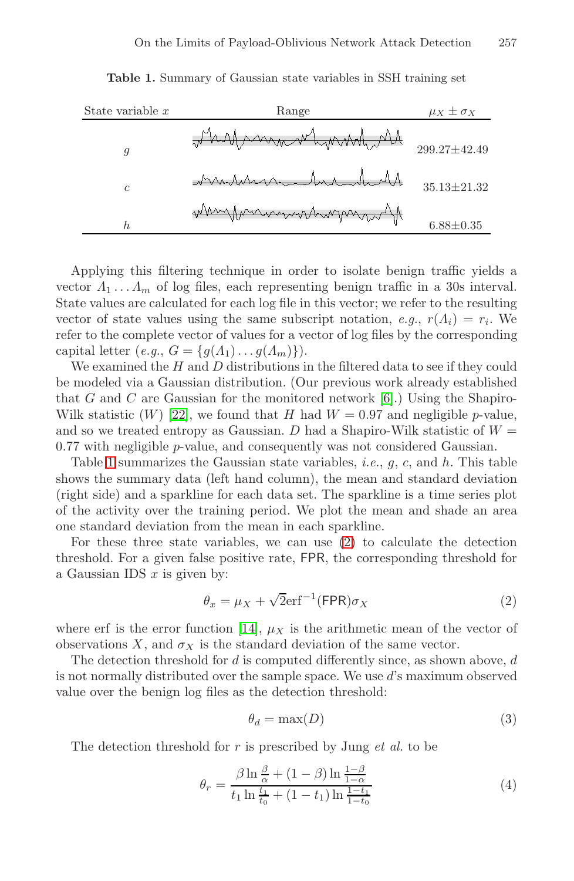**Table 1.** Summary of Gaussian state variables in SSH training set

| State variable $x$ | Range | $\mu_X \pm \sigma_X$ |
|---|---|---|
| $g$ | | 299.27±42.49 |
| $c$ | | 35.13±21.32 |
| $h$ | | 6.88±0.35 |

Applying this filtering technique in order to isolate benign traffic yields a vector $\Lambda_1 \ldots \Lambda_m$ of log files, each representing benign traffic in a 30s interval. State values are calculated for each log file in this vector; we refer to the resulting vector of state values using the same subscript notation, *e.g.*, $r(\Lambda_i) = r_i$. We refer to the complete vector of values for a vector of log files by the corresponding capital letter (*e.g.*, $G = \{g(\Lambda_1) \ldots g(\Lambda_m)\}$).

We examined the $H$ and $D$ distributions in the filtered data to see if they could be modeled via a Gaussian distribution. (Our previous work already established that $G$ and $C$ are Gaussian for the monitored network [6].) Using the Shapiro-Wilk statistic ($W$) [22], we found that $H$ had $W = 0.97$ and negligible $p$-value, and so we treated entropy as Gaussian. $D$ had a Shapiro-Wilk statistic of $W = 0.77$ with negligible $p$-value, and consequently was not considered Gaussian.

Table 1 summarizes the Gaussian state variables, *i.e.*, $g$, $c$, and $h$. This table shows the summary data (left hand column), the mean and standard deviation (right side) and a sparkline for each data set. The sparkline is a time series plot of the activity over the training period. We plot the mean and shade an area one standard deviation from the mean in each sparkline.

For these three state variables, we can use (2) to calculate the detection threshold. For a given false positive rate, FPR, the corresponding threshold for a Gaussian IDS $x$ is given by:

$$\theta_x = \mu_X + \sqrt{2}\text{erf}^{-1}(\mathsf{FPR})\sigma_X \tag{2}$$

where erf is the error function [14], $\mu_X$ is the arithmetic mean of the vector of observations $X$, and $\sigma_X$ is the standard deviation of the same vector.

The detection threshold for $d$ is computed differently since, as shown above, $d$ is not normally distributed over the sample space. We use $d$'s maximum observed value over the benign log files as the detection threshold:

$$\theta_d = \max(D) \tag{3}$$

The detection threshold for $r$ is prescribed by Jung *et al.* to be

$$\theta_r = \frac{\beta \ln \frac{\beta}{\alpha} + (1-\beta)\ln\frac{1-\beta}{1-\alpha}}{t_1 \ln \frac{t_1}{t_0} + (1-t_1)\ln\frac{1-t_1}{1-t_0}} \tag{4}$$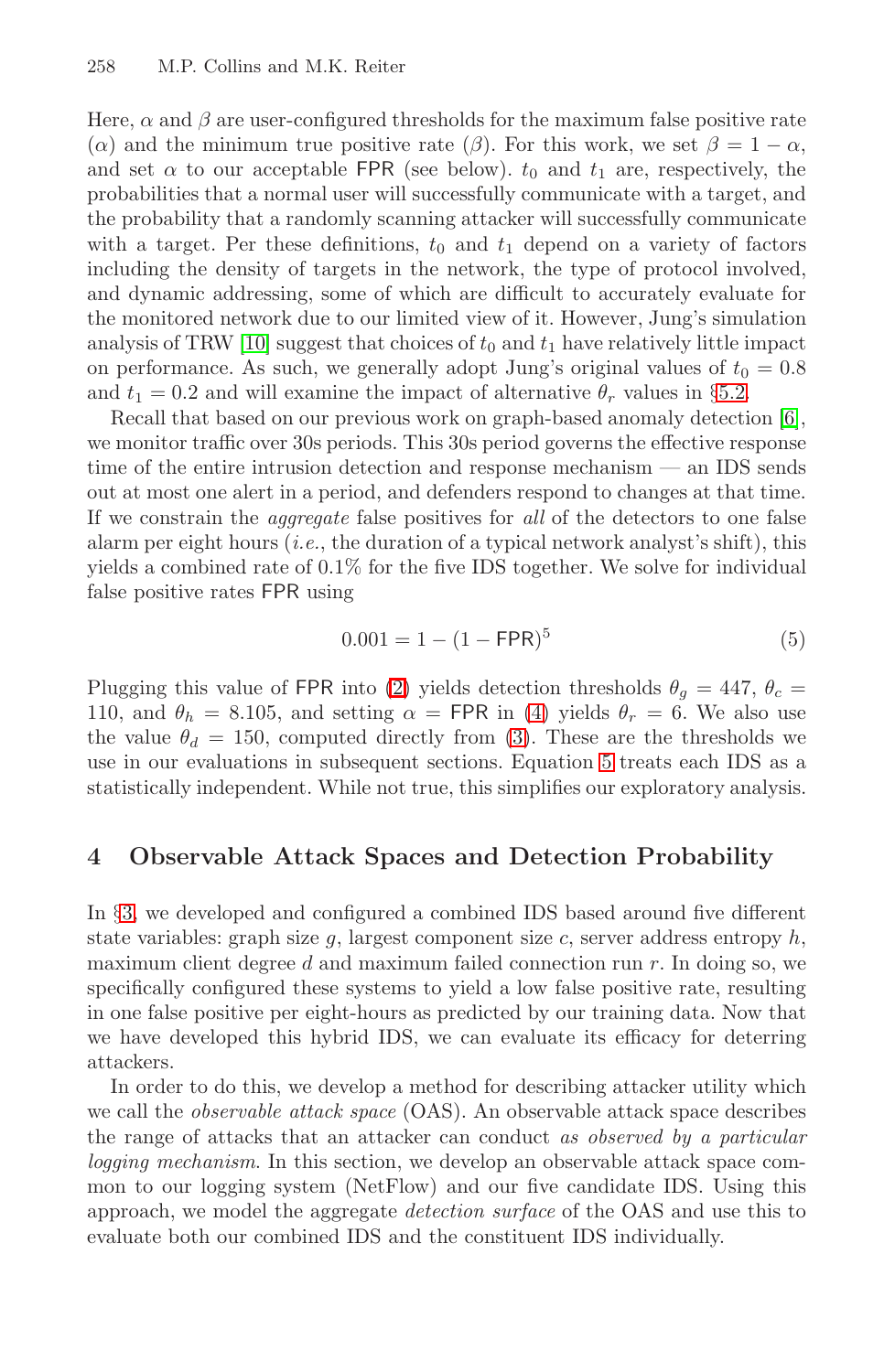Here, $\alpha$ and $\beta$ are user-configured thresholds for the maximum false positive rate ($\alpha$) and the minimum true positive rate ($\beta$). For this work, we set $\beta = 1 - \alpha$, and set $\alpha$ to our acceptable $\mathsf{FPR}$ (see below). $t_0$ and $t_1$ are, respectively, the probabilities that a normal user will successfully communicate with a target, and the probability that a randomly scanning attacker will successfully communicate with a target. Per these definitions, $t_0$ and $t_1$ depend on a variety of factors including the density of targets in the network, the type of protocol involved, and dynamic addressing, some of which are difficult to accurately evaluate for the monitored network due to our limited view of it. However, Jung's simulation analysis of TRW [10] suggest that choices of $t_0$ and $t_1$ have relatively little impact on performance. As such, we generally adopt Jung's original values of $t_0 = 0.8$ and $t_1 = 0.2$ and will examine the impact of alternative $\theta_r$ values in §5.2.

Recall that based on our previous work on graph-based anomaly detection [6], we monitor traffic over 30s periods. This 30s period governs the effective response time of the entire intrusion detection and response mechanism — an IDS sends out at most one alert in a period, and defenders respond to changes at that time. If we constrain the *aggregate* false positives for *all* of the detectors to one false alarm per eight hours (*i.e.*, the duration of a typical network analyst's shift), this yields a combined rate of 0.1% for the five IDS together. We solve for individual false positive rates $\mathsf{FPR}$ using

$$0.001 = 1 - (1 - \mathsf{FPR})^5 \tag{5}$$

Plugging this value of $\mathsf{FPR}$ into (2) yields detection thresholds $\theta_g = 447$, $\theta_c = 110$, and $\theta_h = 8.105$, and setting $\alpha = \mathsf{FPR}$ in (4) yields $\theta_r = 6$. We also use the value $\theta_d = 150$, computed directly from (3). These are the thresholds we use in our evaluations in subsequent sections. Equation 5 treats each IDS as a statistically independent. While not true, this simplifies our exploratory analysis.

## 4 Observable Attack Spaces and Detection Probability

In §3, we developed and configured a combined IDS based around five different state variables: graph size $g$, largest component size $c$, server address entropy $h$, maximum client degree $d$ and maximum failed connection run $r$. In doing so, we specifically configured these systems to yield a low false positive rate, resulting in one false positive per eight-hours as predicted by our training data. Now that we have developed this hybrid IDS, we can evaluate its efficacy for deterring attackers.

In order to do this, we develop a method for describing attacker utility which we call the *observable attack space* (OAS). An observable attack space describes the range of attacks that an attacker can conduct *as observed by a particular logging mechanism*. In this section, we develop an observable attack space common to our logging system (NetFlow) and our five candidate IDS. Using this approach, we model the aggregate *detection surface* of the OAS and use this to evaluate both our combined IDS and the constituent IDS individually.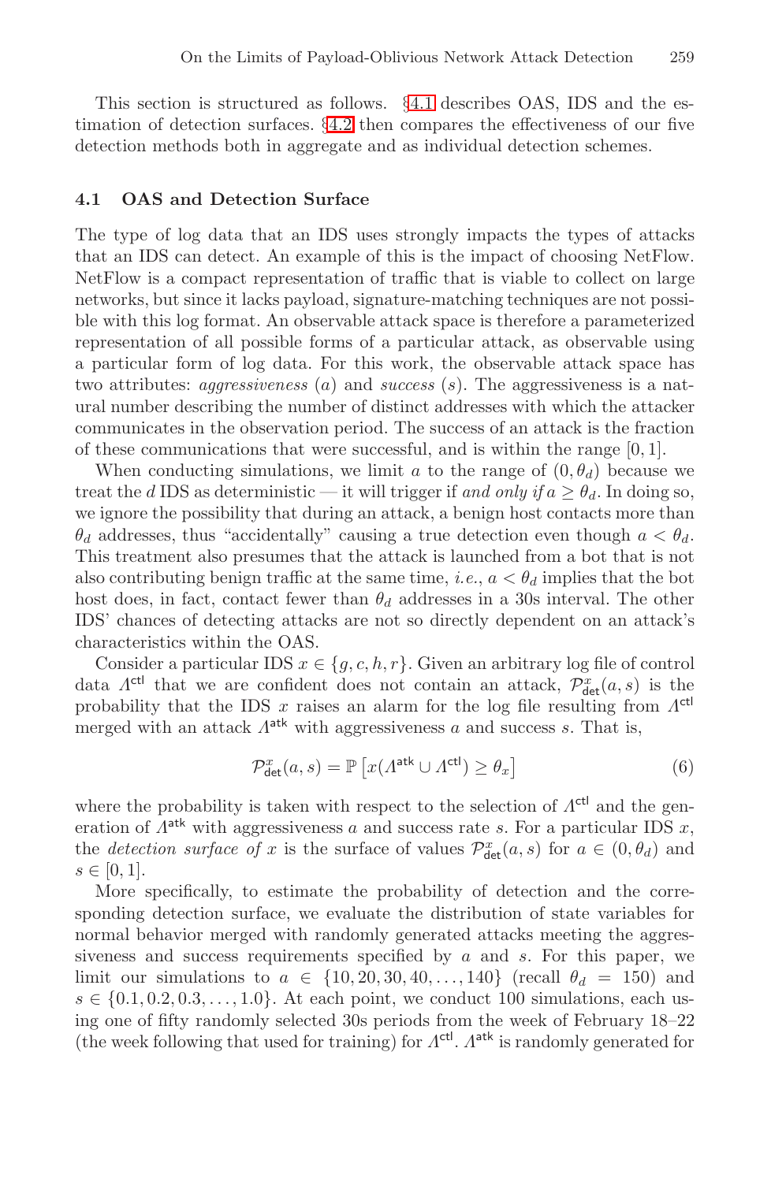This section is structured as follows. §4.1 describes OAS, IDS and the estimation of detection surfaces. §4.2 then compares the effectiveness of our five detection methods both in aggregate and as individual detection schemes.

### 4.1 OAS and Detection Surface

The type of log data that an IDS uses strongly impacts the types of attacks that an IDS can detect. An example of this is the impact of choosing NetFlow. NetFlow is a compact representation of traffic that is viable to collect on large networks, but since it lacks payload, signature-matching techniques are not possible with this log format. An observable attack space is therefore a parameterized representation of all possible forms of a particular attack, as observable using a particular form of log data. For this work, the observable attack space has two attributes: *aggressiveness* ($a$) and *success* ($s$). The aggressiveness is a natural number describing the number of distinct addresses with which the attacker communicates in the observation period. The success of an attack is the fraction of these communications that were successful, and is within the range $[0, 1]$.

When conducting simulations, we limit $a$ to the range of $(0, \theta_d)$ because we treat the $d$ IDS as deterministic — it will trigger if *and only if* $a \geq \theta_d$. In doing so, we ignore the possibility that during an attack, a benign host contacts more than $\theta_d$ addresses, thus "accidentally" causing a true detection even though $a < \theta_d$. This treatment also presumes that the attack is launched from a bot that is not also contributing benign traffic at the same time, *i.e.*, $a < \theta_d$ implies that the bot host does, in fact, contact fewer than $\theta_d$ addresses in a 30s interval. The other IDS' chances of detecting attacks are not so directly dependent on an attack's characteristics within the OAS.

Consider a particular IDS $x \in \{g, c, h, r\}$. Given an arbitrary log file of control data $\Lambda^{\mathsf{ctl}}$ that we are confident does not contain an attack, $\mathcal{P}^{x}_{\mathsf{det}}(a, s)$ is the probability that the IDS $x$ raises an alarm for the log file resulting from $\Lambda^{\mathsf{ctl}}$ merged with an attack $\Lambda^{\mathsf{atk}}$ with aggressiveness $a$ and success $s$. That is,

$$\mathcal{P}^{x}_{\mathsf{det}}(a, s) = \mathbb{P}\left[x(\Lambda^{\mathsf{atk}} \cup \Lambda^{\mathsf{ctl}}) \geq \theta_x\right] \tag{6}$$

where the probability is taken with respect to the selection of $\Lambda^{\mathsf{ctl}}$ and the generation of $\Lambda^{\mathsf{atk}}$ with aggressiveness $a$ and success rate $s$. For a particular IDS $x$, the *detection surface of* $x$ is the surface of values $\mathcal{P}^{x}_{\mathsf{det}}(a, s)$ for $a \in (0, \theta_d)$ and $s \in [0, 1]$.

More specifically, to estimate the probability of detection and the corresponding detection surface, we evaluate the distribution of state variables for normal behavior merged with randomly generated attacks meeting the aggressiveness and success requirements specified by $a$ and $s$. For this paper, we limit our simulations to $a \in \{10, 20, 30, 40, \ldots, 140\}$ (recall $\theta_d = 150$) and $s \in \{0.1, 0.2, 0.3, \ldots, 1.0\}$. At each point, we conduct 100 simulations, each using one of fifty randomly selected 30s periods from the week of February 18–22 (the week following that used for training) for $\Lambda^{\mathsf{ctl}}$. $\Lambda^{\mathsf{atk}}$ is randomly generated for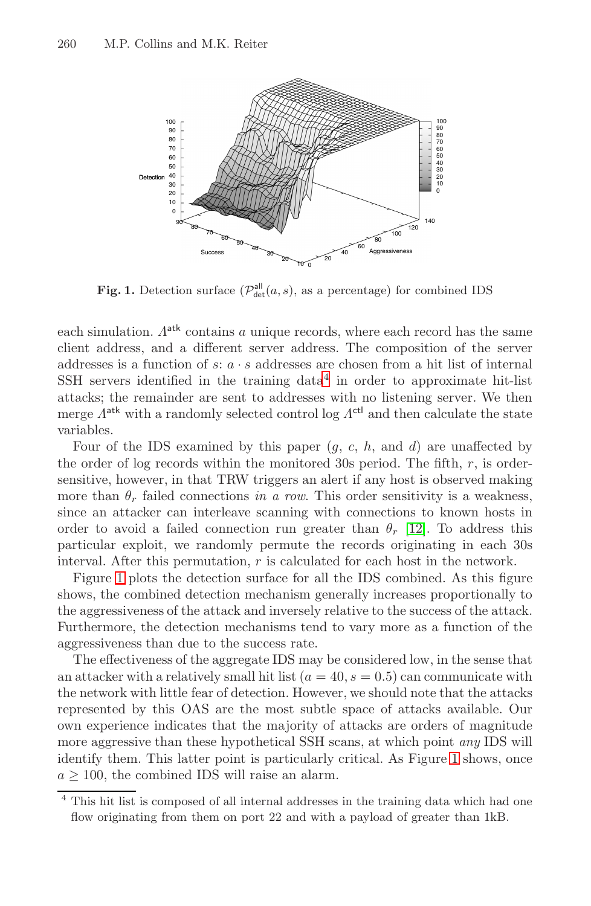**Fig. 1.** Detection surface ($\mathcal{P}^{\mathsf{all}}_{\mathsf{det}}(a, s)$, as a percentage) for combined IDS

each simulation. $\Lambda^{\mathsf{atk}}$ contains $a$ unique records, where each record has the same client address, and a different server address. The composition of the server addresses is a function of $s$: $a \cdot s$ addresses are chosen from a hit list of internal SSH servers identified in the training data[4] in order to approximate hit-list attacks; the remainder are sent to addresses with no listening server. We then merge $\Lambda^{\mathsf{atk}}$ with a randomly selected control log $\Lambda^{\mathsf{ctl}}$ and then calculate the state variables.

Four of the IDS examined by this paper ($g$, $c$, $h$, and $d$) are unaffected by the order of log records within the monitored 30s period. The fifth, $r$, is order-sensitive, however, in that TRW triggers an alert if any host is observed making more than $\theta_r$ failed connections *in a row*. This order sensitivity is a weakness, since an attacker can interleave scanning with connections to known hosts in order to avoid a failed connection run greater than $\theta_r$ [12]. To address this particular exploit, we randomly permute the records originating in each 30s interval. After this permutation, $r$ is calculated for each host in the network.

Figure 1 plots the detection surface for all the IDS combined. As this figure shows, the combined detection mechanism generally increases proportionally to the aggressiveness of the attack and inversely relative to the success of the attack. Furthermore, the detection mechanisms tend to vary more as a function of the aggressiveness than due to the success rate.

The effectiveness of the aggregate IDS may be considered low, in the sense that an attacker with a relatively small hit list ($a = 40, s = 0.5$) can communicate with the network with little fear of detection. However, we should note that the attacks represented by this OAS are the most subtle space of attacks available. Our own experience indicates that the majority of attacks are orders of magnitude more aggressive than these hypothetical SSH scans, at which point *any* IDS will identify them. This latter point is particularly critical. As Figure 1 shows, once $a \geq 100$, the combined IDS will raise an alarm.

[4] This hit list is composed of all internal addresses in the training data which had one flow originating from them on port 22 and with a payload of greater than 1kB.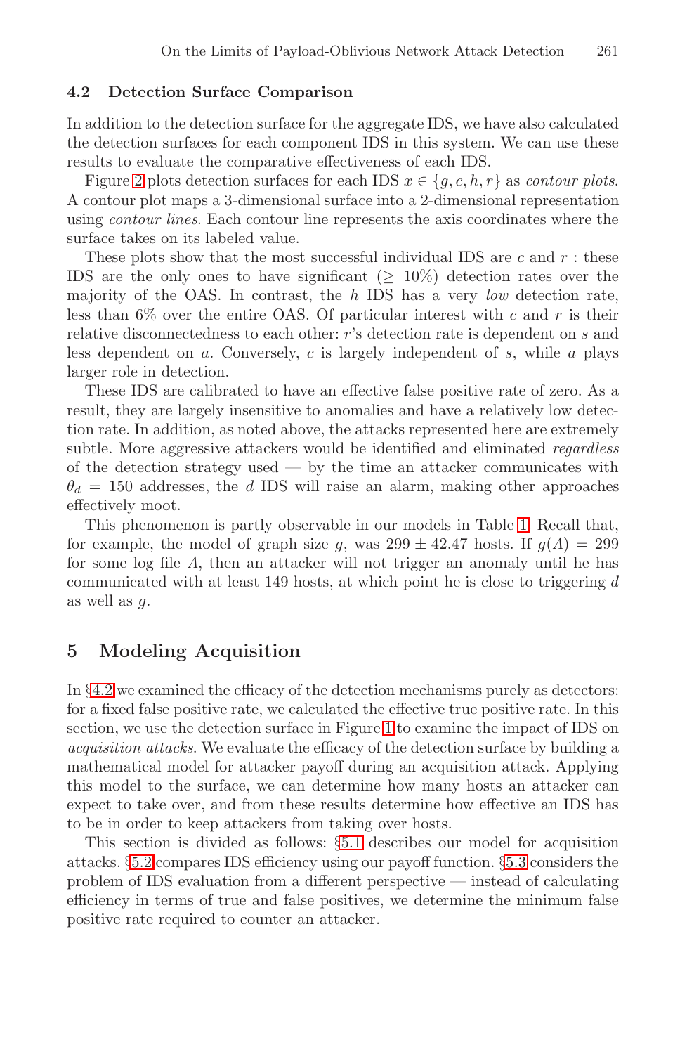### 4.2 Detection Surface Comparison

In addition to the detection surface for the aggregate IDS, we have also calculated the detection surfaces for each component IDS in this system. We can use these results to evaluate the comparative effectiveness of each IDS.

Figure 2 plots detection surfaces for each IDS $x \in \{g, c, h, r\}$ as *contour plots*. A contour plot maps a 3-dimensional surface into a 2-dimensional representation using *contour lines*. Each contour line represents the axis coordinates where the surface takes on its labeled value.

These plots show that the most successful individual IDS are $c$ and $r$ : these IDS are the only ones to have significant ($\geq$ 10%) detection rates over the majority of the OAS. In contrast, the $h$ IDS has a very *low* detection rate, less than 6% over the entire OAS. Of particular interest with $c$ and $r$ is their relative disconnectedness to each other: $r$'s detection rate is dependent on $s$ and less dependent on $a$. Conversely, $c$ is largely independent of $s$, while $a$ plays larger role in detection.

These IDS are calibrated to have an effective false positive rate of zero. As a result, they are largely insensitive to anomalies and have a relatively low detection rate. In addition, as noted above, the attacks represented here are extremely subtle. More aggressive attackers would be identified and eliminated *regardless* of the detection strategy used — by the time an attacker communicates with $\theta_d = 150$ addresses, the $d$ IDS will raise an alarm, making other approaches effectively moot.

This phenomenon is partly observable in our models in Table 1. Recall that, for example, the model of graph size $g$, was $299 \pm 42.47$ hosts. If $g(\Lambda) = 299$ for some log file $\Lambda$, then an attacker will not trigger an anomaly until he has communicated with at least 149 hosts, at which point he is close to triggering $d$ as well as $g$.

## 5 Modeling Acquisition

In §4.2 we examined the efficacy of the detection mechanisms purely as detectors: for a fixed false positive rate, we calculated the effective true positive rate. In this section, we use the detection surface in Figure 1 to examine the impact of IDS on *acquisition attacks*. We evaluate the efficacy of the detection surface by building a mathematical model for attacker payoff during an acquisition attack. Applying this model to the surface, we can determine how many hosts an attacker can expect to take over, and from these results determine how effective an IDS has to be in order to keep attackers from taking over hosts.

This section is divided as follows: §5.1 describes our model for acquisition attacks. §5.2 compares IDS efficiency using our payoff function. §5.3 considers the problem of IDS evaluation from a different perspective — instead of calculating efficiency in terms of true and false positives, we determine the minimum false positive rate required to counter an attacker.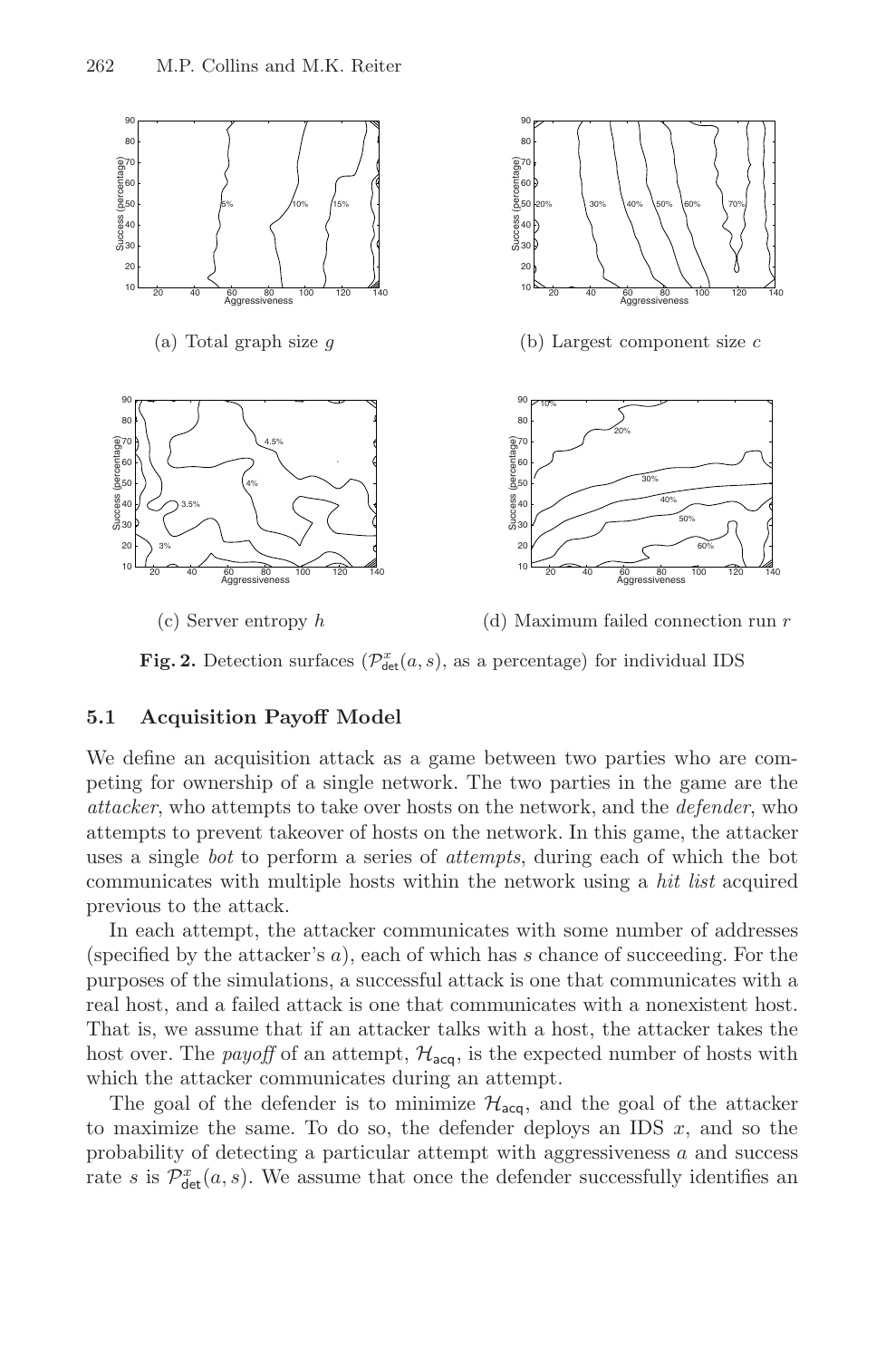(a) Total graph size $g$

(b) Largest component size $c$

(c) Server entropy $h$

(d) Maximum failed connection run $r$

**Fig. 2.** Detection surfaces ($\mathcal{P}^x_{\mathsf{det}}(a, s)$, as a percentage) for individual IDS

### 5.1 Acquisition Payoff Model

We define an acquisition attack as a game between two parties who are competing for ownership of a single network. The two parties in the game are the *attacker*, who attempts to take over hosts on the network, and the *defender*, who attempts to prevent takeover of hosts on the network. In this game, the attacker uses a single *bot* to perform a series of *attempts*, during each of which the bot communicates with multiple hosts within the network using a *hit list* acquired previous to the attack.

In each attempt, the attacker communicates with some number of addresses (specified by the attacker's $a$), each of which has $s$ chance of succeeding. For the purposes of the simulations, a successful attack is one that communicates with a real host, and a failed attack is one that communicates with a nonexistent host. That is, we assume that if an attacker talks with a host, the attacker takes the host over. The *payoff* of an attempt, $\mathcal{H}_{\mathsf{acq}}$, is the expected number of hosts with which the attacker communicates during an attempt.

The goal of the defender is to minimize $\mathcal{H}_{\mathsf{acq}}$, and the goal of the attacker to maximize the same. To do so, the defender deploys an IDS $x$, and so the probability of detecting a particular attempt with aggressiveness $a$ and success rate $s$ is $\mathcal{P}^x_{\mathsf{det}}(a, s)$. We assume that once the defender successfully identifies an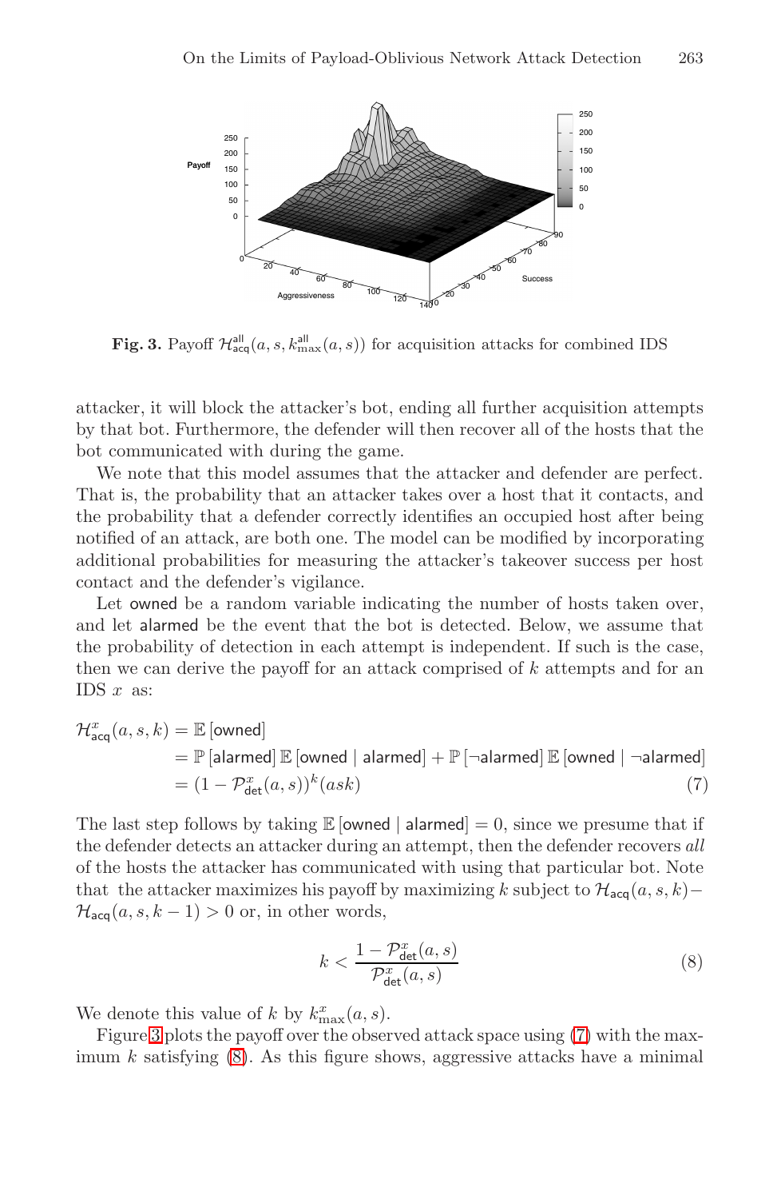Fig. 3. Payoff $\mathcal{H}^{\mathsf{all}}_{\mathsf{acq}}(a, s, k^{\mathsf{all}}_{\max}(a, s))$ for acquisition attacks for combined IDS

attacker, it will block the attacker's bot, ending all further acquisition attempts by that bot. Furthermore, the defender will then recover all of the hosts that the bot communicated with during the game.

We note that this model assumes that the attacker and defender are perfect. That is, the probability that an attacker takes over a host that it contacts, and the probability that a defender correctly identifies an occupied host after being notified of an attack, are both one. The model can be modified by incorporating additional probabilities for measuring the attacker's takeover success per host contact and the defender's vigilance.

Let owned be a random variable indicating the number of hosts taken over, and let alarmed be the event that the bot is detected. Below, we assume that the probability of detection in each attempt is independent. If such is the case, then we can derive the payoff for an attack comprised of $k$ attempts and for an IDS $x$ as:

$$
\begin{aligned}
\mathcal{H}^{x}_{\mathsf{acq}}(a, s, k) &= \mathbb{E}\left[\mathsf{owned}\right] \\
&= \mathbb{P}\left[\mathsf{alarmed}\right] \mathbb{E}\left[\mathsf{owned} \mid \mathsf{alarmed}\right] + \mathbb{P}\left[\neg\mathsf{alarmed}\right] \mathbb{E}\left[\mathsf{owned} \mid \neg\mathsf{alarmed}\right] \\
&= (1 - \mathcal{P}^{x}_{\mathsf{det}}(a, s))^{k}(ask) \qquad (7)
\end{aligned}
$$

The last step follows by taking $\mathbb{E}\left[\mathsf{owned} \mid \mathsf{alarmed}\right] = 0$, since we presume that if the defender detects an attacker during an attempt, then the defender recovers *all* of the hosts the attacker has communicated with using that particular bot. Note that the attacker maximizes his payoff by maximizing $k$ subject to $\mathcal{H}_{\mathsf{acq}}(a, s, k) - \mathcal{H}_{\mathsf{acq}}(a, s, k-1) > 0$ or, in other words,

$$
k < \frac{1 - \mathcal{P}^{x}_{\mathsf{det}}(a, s)}{\mathcal{P}^{x}_{\mathsf{det}}(a, s)} \qquad (8)
$$

We denote this value of $k$ by $k^{x}_{\max}(a, s)$.

Figure 3 plots the payoff over the observed attack space using (7) with the maximum $k$ satisfying (8). As this figure shows, aggressive attacks have a minimal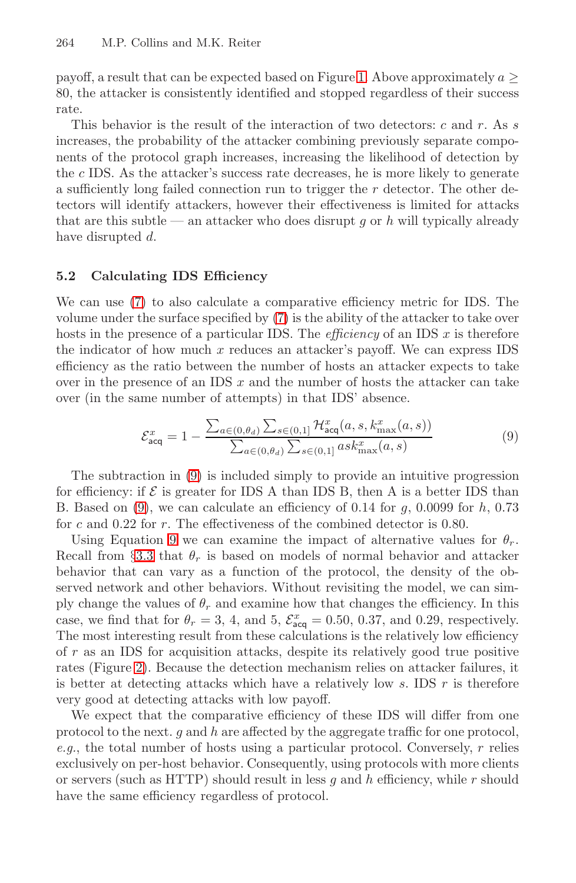payoff, a result that can be expected based on Figure 1. Above approximately $a \geq 80$, the attacker is consistently identified and stopped regardless of their success rate.

This behavior is the result of the interaction of two detectors: $c$ and $r$. As $s$ increases, the probability of the attacker combining previously separate components of the protocol graph increases, increasing the likelihood of detection by the $c$ IDS. As the attacker's success rate decreases, he is more likely to generate a sufficiently long failed connection run to trigger the $r$ detector. The other detectors will identify attackers, however their effectiveness is limited for attacks that are this subtle — an attacker who does disrupt $g$ or $h$ will typically already have disrupted $d$.

### 5.2 Calculating IDS Efficiency

We can use (7) to also calculate a comparative efficiency metric for IDS. The volume under the surface specified by (7) is the ability of the attacker to take over hosts in the presence of a particular IDS. The *efficiency* of an IDS $x$ is therefore the indicator of how much $x$ reduces an attacker's payoff. We can express IDS efficiency as the ratio between the number of hosts an attacker expects to take over in the presence of an IDS $x$ and the number of hosts the attacker can take over (in the same number of attempts) in that IDS' absence.

$$\mathcal{E}^x_{\mathsf{acq}} = 1 - \frac{\sum_{a\in(0,\theta_d)} \sum_{s\in(0,1]} \mathcal{H}^x_{\mathsf{acq}}(a, s, k^x_{\max}(a, s))}{\sum_{a\in(0,\theta_d)} \sum_{s\in(0,1]} ask^x_{\max}(a, s)} \tag{9}$$

The subtraction in (9) is included simply to provide an intuitive progression for efficiency: if $\mathcal{E}$ is greater for IDS A than IDS B, then A is a better IDS than B. Based on (9), we can calculate an efficiency of 0.14 for $g$, 0.0099 for $h$, 0.73 for $c$ and 0.22 for $r$. The effectiveness of the combined detector is 0.80.

Using Equation 9 we can examine the impact of alternative values for $\theta_r$. Recall from §3.3 that $\theta_r$ is based on models of normal behavior and attacker behavior that can vary as a function of the protocol, the density of the observed network and other behaviors. Without revisiting the model, we can simply change the values of $\theta_r$ and examine how that changes the efficiency. In this case, we find that for $\theta_r$ = 3, 4, and 5, $\mathcal{E}^x_{\mathsf{acq}}$ = 0.50, 0.37, and 0.29, respectively. The most interesting result from these calculations is the relatively low efficiency of $r$ as an IDS for acquisition attacks, despite its relatively good true positive rates (Figure 2). Because the detection mechanism relies on attacker failures, it is better at detecting attacks which have a relatively low $s$. IDS $r$ is therefore very good at detecting attacks with low payoff.

We expect that the comparative efficiency of these IDS will differ from one protocol to the next. $g$ and $h$ are affected by the aggregate traffic for one protocol, *e.g.*, the total number of hosts using a particular protocol. Conversely, $r$ relies exclusively on per-host behavior. Consequently, using protocols with more clients or servers (such as HTTP) should result in less $g$ and $h$ efficiency, while $r$ should have the same efficiency regardless of protocol.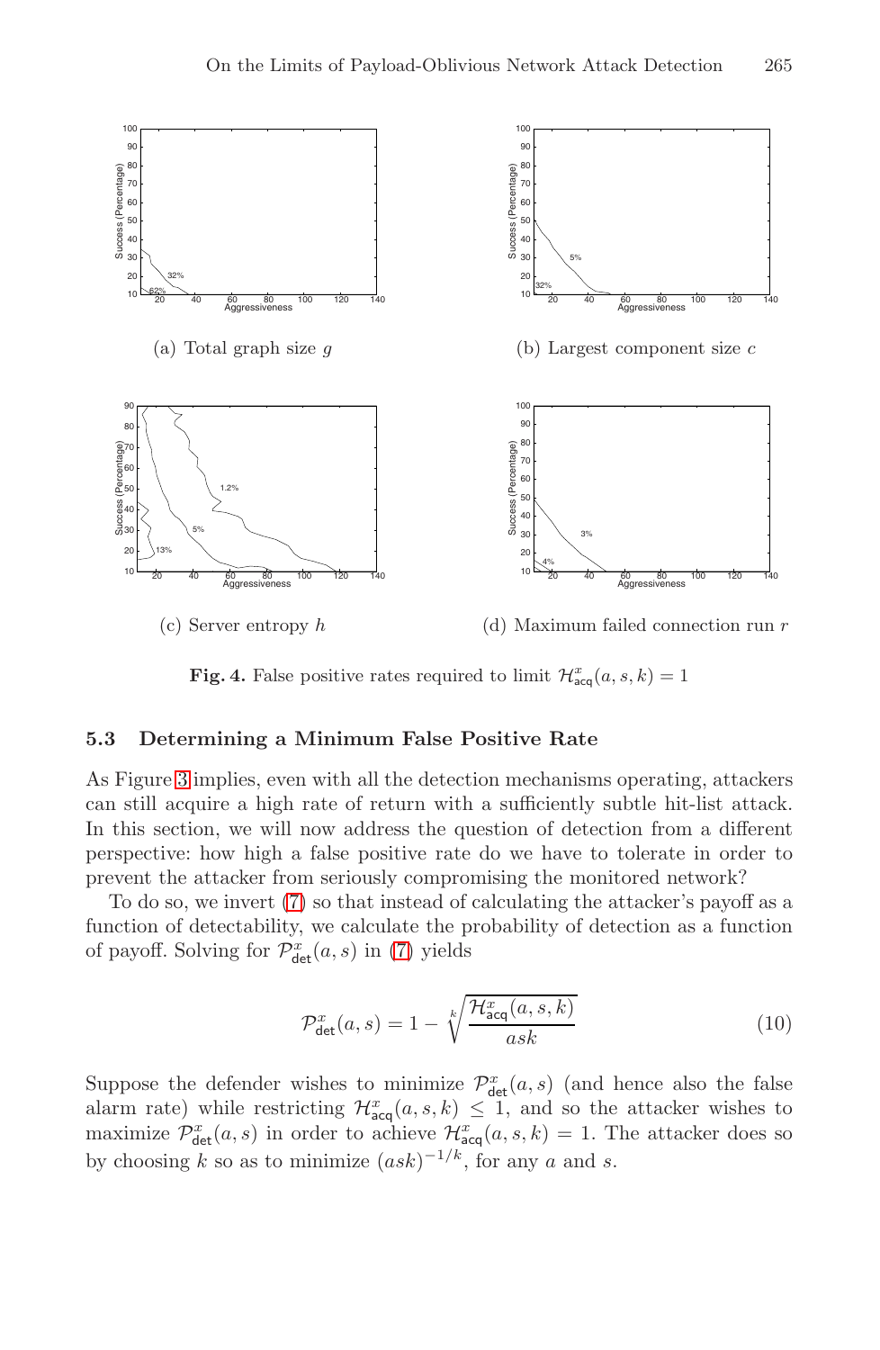(a) Total graph size $g$

(b) Largest component size $c$

(c) Server entropy $h$

(d) Maximum failed connection run $r$

**Fig. 4.** False positive rates required to limit $\mathcal{H}^x_{\mathsf{acq}}(a, s, k) = 1$

### 5.3 Determining a Minimum False Positive Rate

As Figure 3 implies, even with all the detection mechanisms operating, attackers can still acquire a high rate of return with a sufficiently subtle hit-list attack. In this section, we will now address the question of detection from a different perspective: how high a false positive rate do we have to tolerate in order to prevent the attacker from seriously compromising the monitored network?

To do so, we invert (7) so that instead of calculating the attacker's payoff as a function of detectability, we calculate the probability of detection as a function of payoff. Solving for $\mathcal{P}^x_{\mathsf{det}}(a, s)$ in (7) yields

$$\mathcal{P}^x_{\mathsf{det}}(a, s) = 1 - \sqrt[k]{\frac{\mathcal{H}^x_{\mathsf{acq}}(a, s, k)}{ask}} \qquad (10)$$

Suppose the defender wishes to minimize $\mathcal{P}^x_{\mathsf{det}}(a, s)$ (and hence also the false alarm rate) while restricting $\mathcal{H}^x_{\mathsf{acq}}(a, s, k) \leq 1$, and so the attacker wishes to maximize $\mathcal{P}^x_{\mathsf{det}}(a, s)$ in order to achieve $\mathcal{H}^x_{\mathsf{acq}}(a, s, k) = 1$. The attacker does so by choosing $k$ so as to minimize $(ask)^{-1/k}$, for any $a$ and $s$.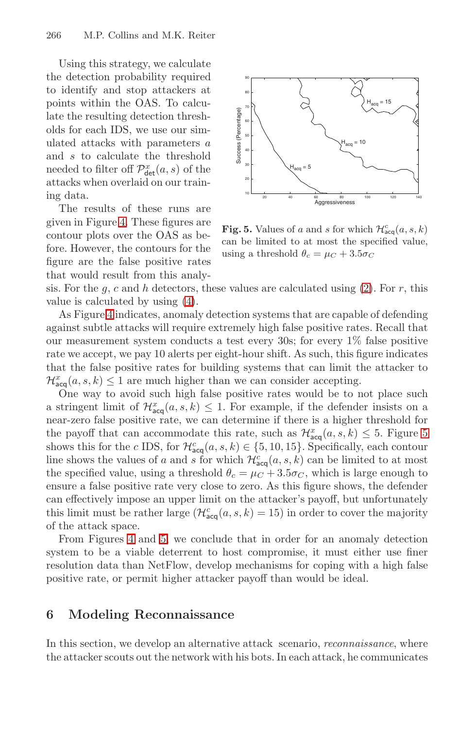Using this strategy, we calculate the detection probability required to identify and stop attackers at points within the OAS. To calculate the resulting detection thresholds for each IDS, we use our simulated attacks with parameters $a$ and $s$ to calculate the threshold needed to filter off $\mathcal{P}^x_{\mathsf{det}}(a,s)$ of the attacks when overlaid on our training data.

The results of these runs are given in Figure 4. These figures are contour plots over the OAS as before. However, the contours for the figure are the false positive rates that would result from this analysis. For the $g$, $c$ and $h$ detectors, these values are calculated using (2). For $r$, this value is calculated by using (4).

Fig. 5. Values of $a$ and $s$ for which $\mathcal{H}^c_{\mathsf{acq}}(a,s,k)$ can be limited to at most the specified value, using a threshold $\theta_c = \mu_C + 3.5\sigma_C$

As Figure 4 indicates, anomaly detection systems that are capable of defending against subtle attacks will require extremely high false positive rates. Recall that our measurement system conducts a test every 30s; for every 1% false positive rate we accept, we pay 10 alerts per eight-hour shift. As such, this figure indicates that the false positive rates for building systems that can limit the attacker to $\mathcal{H}^x_{\mathsf{acq}}(a,s,k) \leq 1$ are much higher than we can consider accepting.

One way to avoid such high false positive rates would be to not place such a stringent limit of $\mathcal{H}^x_{\mathsf{acq}}(a,s,k) \leq 1$. For example, if the defender insists on a near-zero false positive rate, we can determine if there is a higher threshold for the payoff that can accommodate this rate, such as $\mathcal{H}^x_{\mathsf{acq}}(a,s,k) \leq 5$. Figure 5 shows this for the $c$ IDS, for $\mathcal{H}^c_{\mathsf{acq}}(a,s,k) \in \{5, 10, 15\}$. Specifically, each contour line shows the values of $a$ and $s$ for which $\mathcal{H}^c_{\mathsf{acq}}(a,s,k)$ can be limited to at most the specified value, using a threshold $\theta_c = \mu_C + 3.5\sigma_C$, which is large enough to ensure a false positive rate very close to zero. As this figure shows, the defender can effectively impose an upper limit on the attacker's payoff, but unfortunately this limit must be rather large ($\mathcal{H}^c_{\mathsf{acq}}(a,s,k) = 15$) in order to cover the majority of the attack space.

From Figures 4 and 5, we conclude that in order for an anomaly detection system to be a viable deterrent to host compromise, it must either use finer resolution data than NetFlow, develop mechanisms for coping with a high false positive rate, or permit higher attacker payoff than would be ideal.

## 6 Modeling Reconnaissance

In this section, we develop an alternative attack scenario, *reconnaissance*, where the attacker scouts out the network with his bots. In each attack, he communicates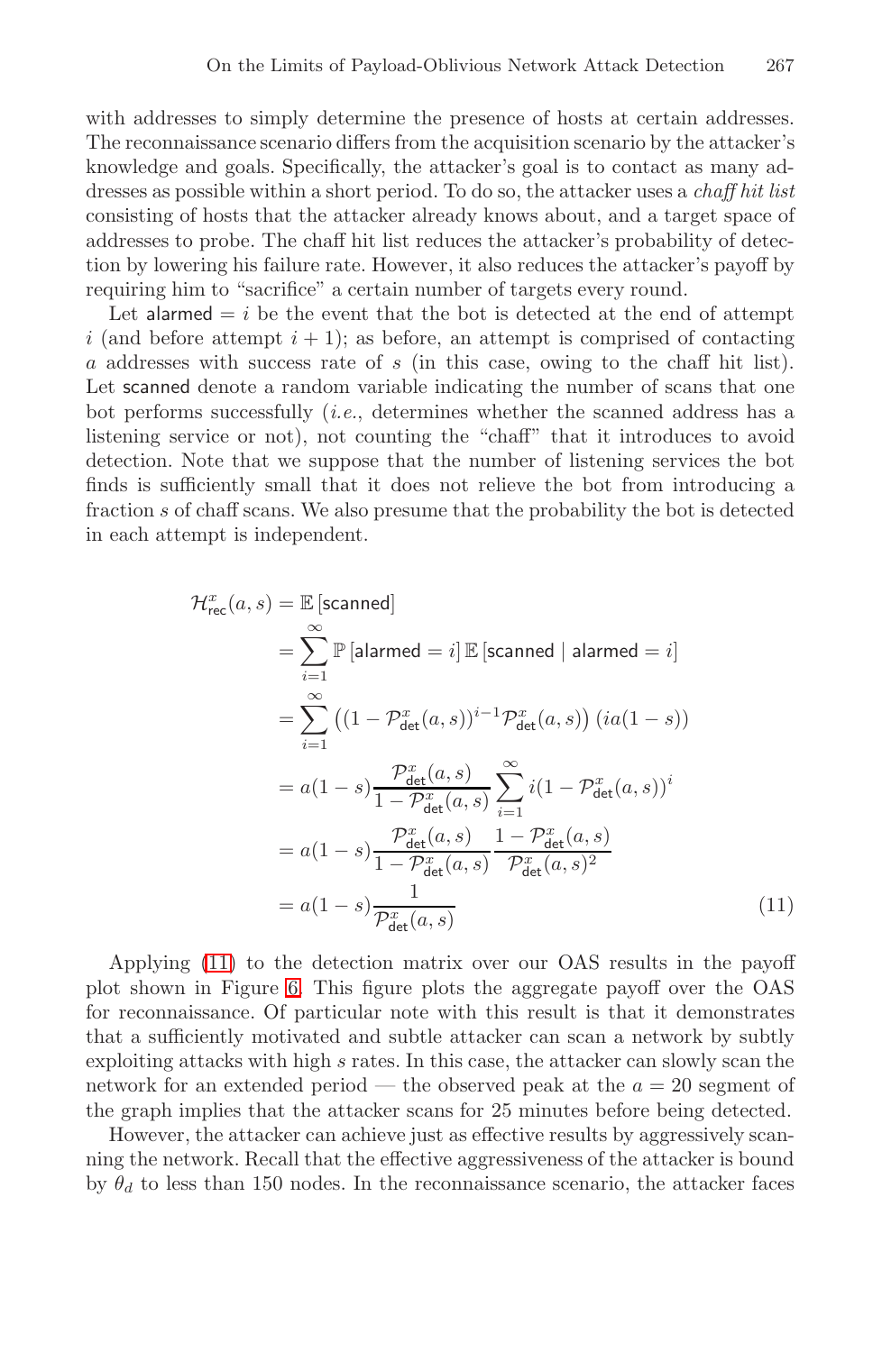with addresses to simply determine the presence of hosts at certain addresses. The reconnaissance scenario differs from the acquisition scenario by the attacker's knowledge and goals. Specifically, the attacker's goal is to contact as many addresses as possible within a short period. To do so, the attacker uses a *chaff hit list* consisting of hosts that the attacker already knows about, and a target space of addresses to probe. The chaff hit list reduces the attacker's probability of detection by lowering his failure rate. However, it also reduces the attacker's payoff by requiring him to "sacrifice" a certain number of targets every round.

Let $\mathsf{alarmed} = i$ be the event that the bot is detected at the end of attempt $i$ (and before attempt $i + 1$); as before, an attempt is comprised of contacting $a$ addresses with success rate of $s$ (in this case, owing to the chaff hit list). Let $\mathsf{scanned}$ denote a random variable indicating the number of scans that one bot performs successfully (*i.e.*, determines whether the scanned address has a listening service or not), not counting the "chaff" that it introduces to avoid detection. Note that we suppose that the number of listening services the bot finds is sufficiently small that it does not relieve the bot from introducing a fraction $s$ of chaff scans. We also presume that the probability the bot is detected in each attempt is independent.

$$
\begin{aligned}
\mathcal{H}^x_{\mathsf{rec}}(a,s) &= \mathbb{E}\left[\mathsf{scanned}\right] \\
&= \sum_{i=1}^{\infty} \mathbb{P}\left[\mathsf{alarmed} = i\right] \mathbb{E}\left[\mathsf{scanned} \mid \mathsf{alarmed} = i\right] \\
&= \sum_{i=1}^{\infty} \left( (1 - \mathcal{P}^x_{\mathsf{det}}(a,s))^{i-1} \mathcal{P}^x_{\mathsf{det}}(a,s) \right) \left( ia(1-s) \right) \\
&= a(1-s) \frac{\mathcal{P}^x_{\mathsf{det}}(a,s)}{1 - \mathcal{P}^x_{\mathsf{det}}(a,s)} \sum_{i=1}^{\infty} i (1 - \mathcal{P}^x_{\mathsf{det}}(a,s))^{i} \\
&= a(1-s) \frac{\mathcal{P}^x_{\mathsf{det}}(a,s)}{1 - \mathcal{P}^x_{\mathsf{det}}(a,s)} \frac{1 - \mathcal{P}^x_{\mathsf{det}}(a,s)}{\mathcal{P}^x_{\mathsf{det}}(a,s)^2} \\
&= a(1-s) \frac{1}{\mathcal{P}^x_{\mathsf{det}}(a,s)}
\end{aligned}
\tag{11}
$$

Applying (11) to the detection matrix over our OAS results in the payoff plot shown in Figure 6. This figure plots the aggregate payoff over the OAS for reconnaissance. Of particular note with this result is that it demonstrates that a sufficiently motivated and subtle attacker can scan a network by subtly exploiting attacks with high $s$ rates. In this case, the attacker can slowly scan the network for an extended period — the observed peak at the $a = 20$ segment of the graph implies that the attacker scans for 25 minutes before being detected.

However, the attacker can achieve just as effective results by aggressively scanning the network. Recall that the effective aggressiveness of the attacker is bound by $\theta_d$ to less than 150 nodes. In the reconnaissance scenario, the attacker faces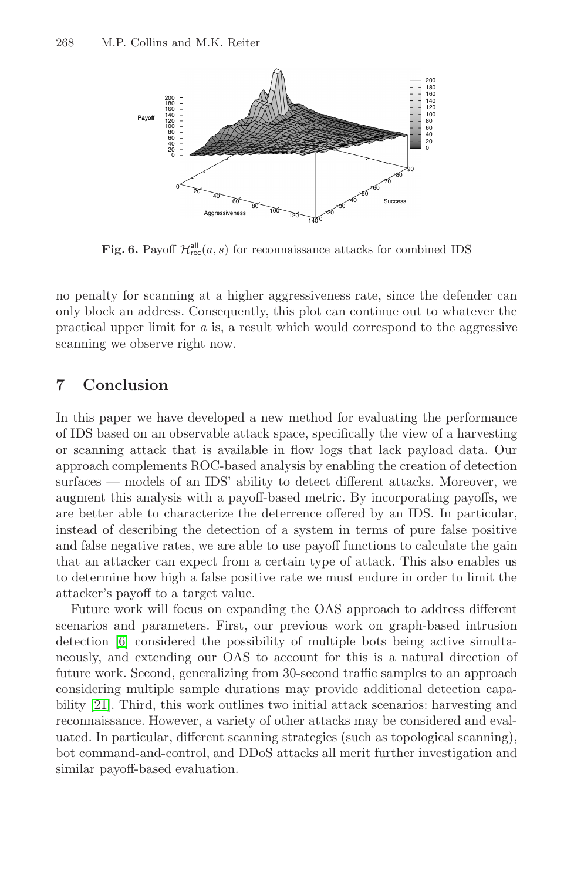**Fig. 6.** Payoff $\mathcal{H}^{\mathsf{all}}_{\mathsf{rec}}(a, s)$ for reconnaissance attacks for combined IDS

no penalty for scanning at a higher aggressiveness rate, since the defender can only block an address. Consequently, this plot can continue out to whatever the practical upper limit for $a$ is, a result which would correspond to the aggressive scanning we observe right now.

## 7 Conclusion

In this paper we have developed a new method for evaluating the performance of IDS based on an observable attack space, specifically the view of a harvesting or scanning attack that is available in flow logs that lack payload data. Our approach complements ROC-based analysis by enabling the creation of detection surfaces — models of an IDS' ability to detect different attacks. Moreover, we augment this analysis with a payoff-based metric. By incorporating payoffs, we are better able to characterize the deterrence offered by an IDS. In particular, instead of describing the detection of a system in terms of pure false positive and false negative rates, we are able to use payoff functions to calculate the gain that an attacker can expect from a certain type of attack. This also enables us to determine how high a false positive rate we must endure in order to limit the attacker's payoff to a target value.

Future work will focus on expanding the OAS approach to address different scenarios and parameters. First, our previous work on graph-based intrusion detection [6] considered the possibility of multiple bots being active simultaneously, and extending our OAS to account for this is a natural direction of future work. Second, generalizing from 30-second traffic samples to an approach considering multiple sample durations may provide additional detection capability [21]. Third, this work outlines two initial attack scenarios: harvesting and reconnaissance. However, a variety of other attacks may be considered and evaluated. In particular, different scanning strategies (such as topological scanning), bot command-and-control, and DDoS attacks all merit further investigation and similar payoff-based evaluation.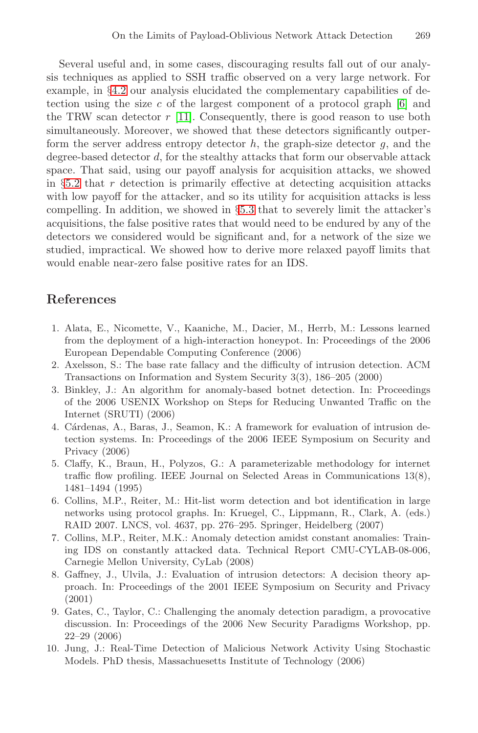Several useful and, in some cases, discouraging results fall out of our analysis techniques as applied to SSH traffic observed on a very large network. For example, in §4.2 our analysis elucidated the complementary capabilities of detection using the size $c$ of the largest component of a protocol graph [6] and the TRW scan detector $r$ [11]. Consequently, there is good reason to use both simultaneously. Moreover, we showed that these detectors significantly outperform the server address entropy detector $h$, the graph-size detector $g$, and the degree-based detector $d$, for the stealthy attacks that form our observable attack space. That said, using our payoff analysis for acquisition attacks, we showed in §5.2 that $r$ detection is primarily effective at detecting acquisition attacks with low payoff for the attacker, and so its utility for acquisition attacks is less compelling. In addition, we showed in §5.3 that to severely limit the attacker's acquisitions, the false positive rates that would need to be endured by any of the detectors we considered would be significant and, for a network of the size we studied, impractical. We showed how to derive more relaxed payoff limits that would enable near-zero false positive rates for an IDS.

## References

1. Alata, E., Nicomette, V., Kaaniche, M., Dacier, M., Herrb, M.: Lessons learned from the deployment of a high-interaction honeypot. In: Proceedings of the 2006 European Dependable Computing Conference (2006)
2. Axelsson, S.: The base rate fallacy and the difficulty of intrusion detection. ACM Transactions on Information and System Security 3(3), 186–205 (2000)
3. Binkley, J.: An algorithm for anomaly-based botnet detection. In: Proceedings of the 2006 USENIX Workshop on Steps for Reducing Unwanted Traffic on the Internet (SRUTI) (2006)
4. Cárdenas, A., Baras, J., Seamon, K.: A framework for evaluation of intrusion detection systems. In: Proceedings of the 2006 IEEE Symposium on Security and Privacy (2006)
5. Claffy, K., Braun, H., Polyzos, G.: A parameterizable methodology for internet traffic flow profiling. IEEE Journal on Selected Areas in Communications 13(8), 1481–1494 (1995)
6. Collins, M.P., Reiter, M.: Hit-list worm detection and bot identification in large networks using protocol graphs. In: Kruegel, C., Lippmann, R., Clark, A. (eds.) RAID 2007. LNCS, vol. 4637, pp. 276–295. Springer, Heidelberg (2007)
7. Collins, M.P., Reiter, M.K.: Anomaly detection amidst constant anomalies: Training IDS on constantly attacked data. Technical Report CMU-CYLAB-08-006, Carnegie Mellon University, CyLab (2008)
8. Gaffney, J., Ulvila, J.: Evaluation of intrusion detectors: A decision theory approach. In: Proceedings of the 2001 IEEE Symposium on Security and Privacy (2001)
9. Gates, C., Taylor, C.: Challenging the anomaly detection paradigm, a provocative discussion. In: Proceedings of the 2006 New Security Paradigms Workshop, pp. 22–29 (2006)
10. Jung, J.: Real-Time Detection of Malicious Network Activity Using Stochastic Models. PhD thesis, Massachuesetts Institute of Technology (2006)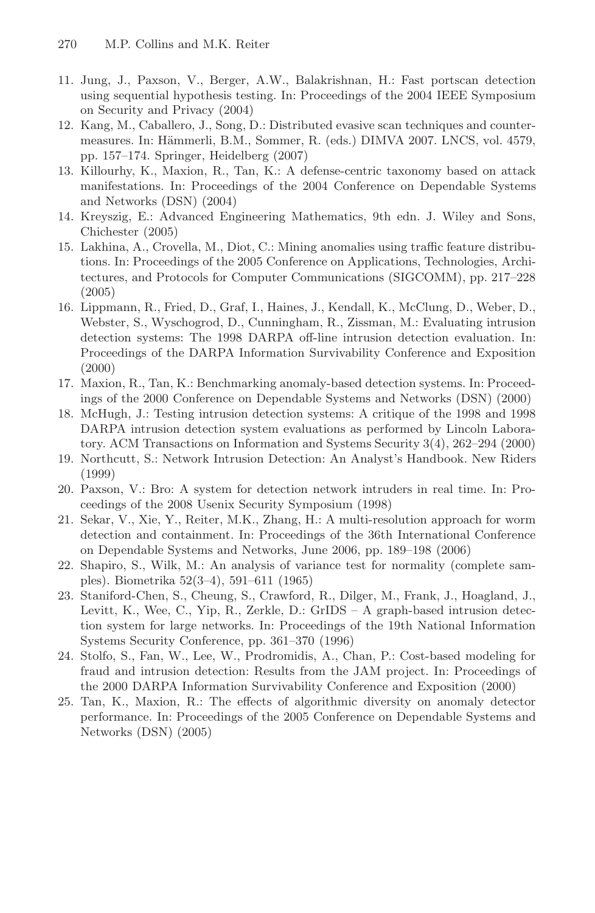11. Jung, J., Paxson, V., Berger, A.W., Balakrishnan, H.: Fast portscan detection using sequential hypothesis testing. In: Proceedings of the 2004 IEEE Symposium on Security and Privacy (2004)
12. Kang, M., Caballero, J., Song, D.: Distributed evasive scan techniques and countermeasures. In: Hämmerli, B.M., Sommer, R. (eds.) DIMVA 2007. LNCS, vol. 4579, pp. 157–174. Springer, Heidelberg (2007)
13. Killourhy, K., Maxion, R., Tan, K.: A defense-centric taxonomy based on attack manifestations. In: Proceedings of the 2004 Conference on Dependable Systems and Networks (DSN) (2004)
14. Kreyszig, E.: Advanced Engineering Mathematics, 9th edn. J. Wiley and Sons, Chichester (2005)
15. Lakhina, A., Crovella, M., Diot, C.: Mining anomalies using traffic feature distributions. In: Proceedings of the 2005 Conference on Applications, Technologies, Architectures, and Protocols for Computer Communications (SIGCOMM), pp. 217–228 (2005)
16. Lippmann, R., Fried, D., Graf, I., Haines, J., Kendall, K., McClung, D., Weber, D., Webster, S., Wyschogrod, D., Cunningham, R., Zissman, M.: Evaluating intrusion detection systems: The 1998 DARPA off-line intrusion detection evaluation. In: Proceedings of the DARPA Information Survivability Conference and Exposition (2000)
17. Maxion, R., Tan, K.: Benchmarking anomaly-based detection systems. In: Proceedings of the 2000 Conference on Dependable Systems and Networks (DSN) (2000)
18. McHugh, J.: Testing intrusion detection systems: A critique of the 1998 and 1998 DARPA intrusion detection system evaluations as performed by Lincoln Laboratory. ACM Transactions on Information and Systems Security 3(4), 262–294 (2000)
19. Northcutt, S.: Network Intrusion Detection: An Analyst's Handbook. New Riders (1999)
20. Paxson, V.: Bro: A system for detection network intruders in real time. In: Proceedings of the 2008 Usenix Security Symposium (1998)
21. Sekar, V., Xie, Y., Reiter, M.K., Zhang, H.: A multi-resolution approach for worm detection and containment. In: Proceedings of the 36th International Conference on Dependable Systems and Networks, June 2006, pp. 189–198 (2006)
22. Shapiro, S., Wilk, M.: An analysis of variance test for normality (complete samples). Biometrika 52(3–4), 591–611 (1965)
23. Staniford-Chen, S., Cheung, S., Crawford, R., Dilger, M., Frank, J., Hoagland, J., Levitt, K., Wee, C., Yip, R., Zerkle, D.: GrIDS – A graph-based intrusion detection system for large networks. In: Proceedings of the 19th National Information Systems Security Conference, pp. 361–370 (1996)
24. Stolfo, S., Fan, W., Lee, W., Prodromidis, A., Chan, P.: Cost-based modeling for fraud and intrusion detection: Results from the JAM project. In: Proceedings of the 2000 DARPA Information Survivability Conference and Exposition (2000)
25. Tan, K., Maxion, R.: The effects of algorithmic diversity on anomaly detector performance. In: Proceedings of the 2005 Conference on Dependable Systems and Networks (DSN) (2005)